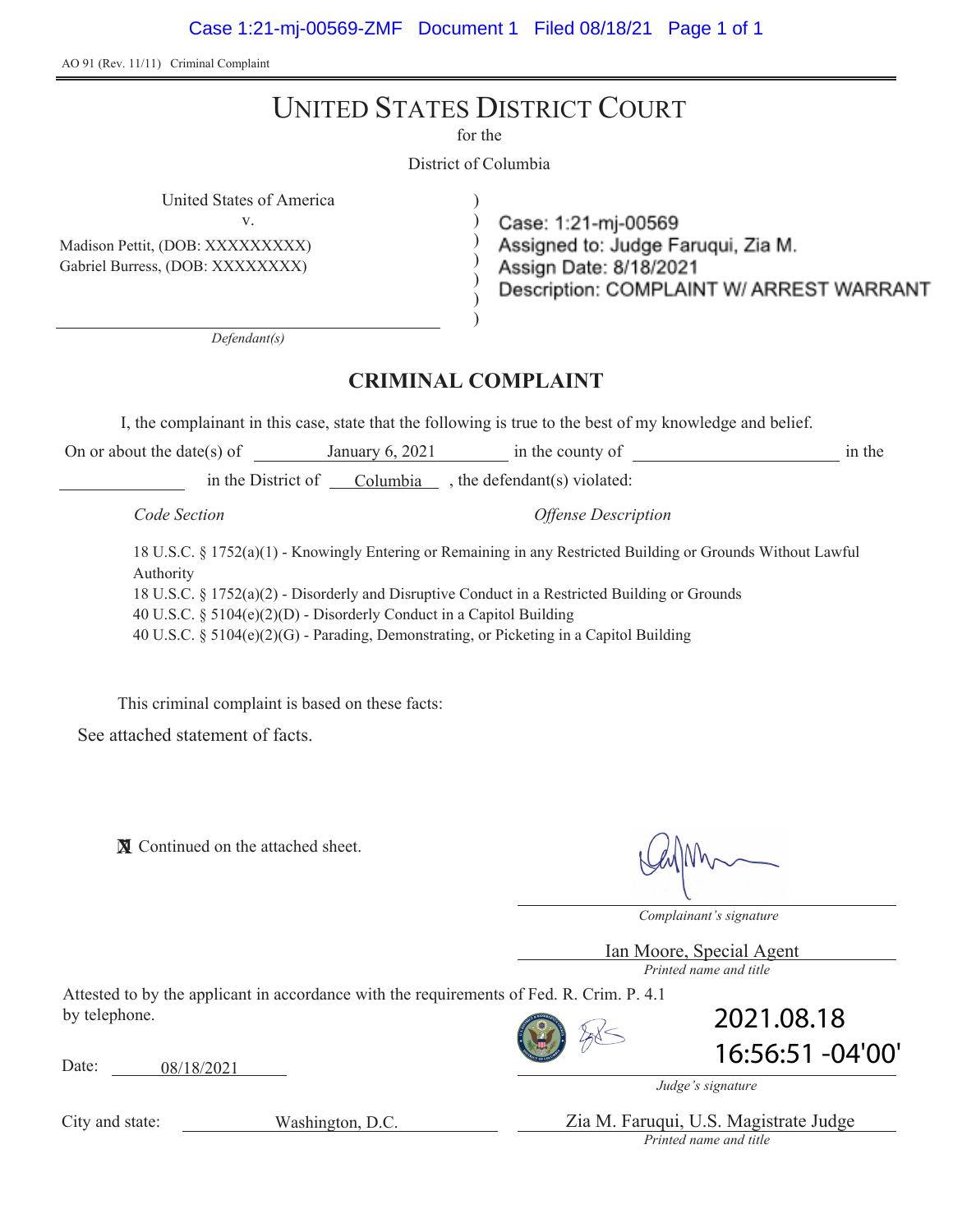AO 91 (Rev. 11/11) Criminal Complaint

# UNITED STATES DISTRICT COURT

for the

District of Columbia

United States of America
v.
Madison Pettit, (DOB: XXXXXXXXX)
Gabriel Burress, (DOB: XXXXXXXX)

*Defendant(s)*

Case: 1:21-mj-00569
Assigned to: Judge Faruqui, Zia M.
Assign Date: 8/18/2021
Description: COMPLAINT W/ ARREST WARRANT

## CRIMINAL COMPLAINT

I, the complainant in this case, state that the following is true to the best of my knowledge and belief.

On or about the date(s) of January 6, 2021 in the county of ____________ in the ____________ in the District of Columbia , the defendant(s) violated:

| *Code Section* | *Offense Description* |
|---|---|
| 18 U.S.C. § 1752(a)(1) | Knowingly Entering or Remaining in any Restricted Building or Grounds Without Lawful Authority |
| 18 U.S.C. § 1752(a)(2) | Disorderly and Disruptive Conduct in a Restricted Building or Grounds |
| 40 U.S.C. § 5104(e)(2)(D) | Disorderly Conduct in a Capitol Building |
| 40 U.S.C. § 5104(e)(2)(G) | Parading, Demonstrating, or Picketing in a Capitol Building |

This criminal complaint is based on these facts:

See attached statement of facts.

☒ Continued on the attached sheet.

*Complainant's signature*

Ian Moore, Special Agent
*Printed name and title*

Attested to by the applicant in accordance with the requirements of Fed. R. Crim. P. 4.1 by telephone.

Date: 08/18/2021

2021.08.18 16:56:51 -04'00'

*Judge's signature*

City and state: Washington, D.C.

Zia M. Faruqui, U.S. Magistrate Judge
*Printed name and title*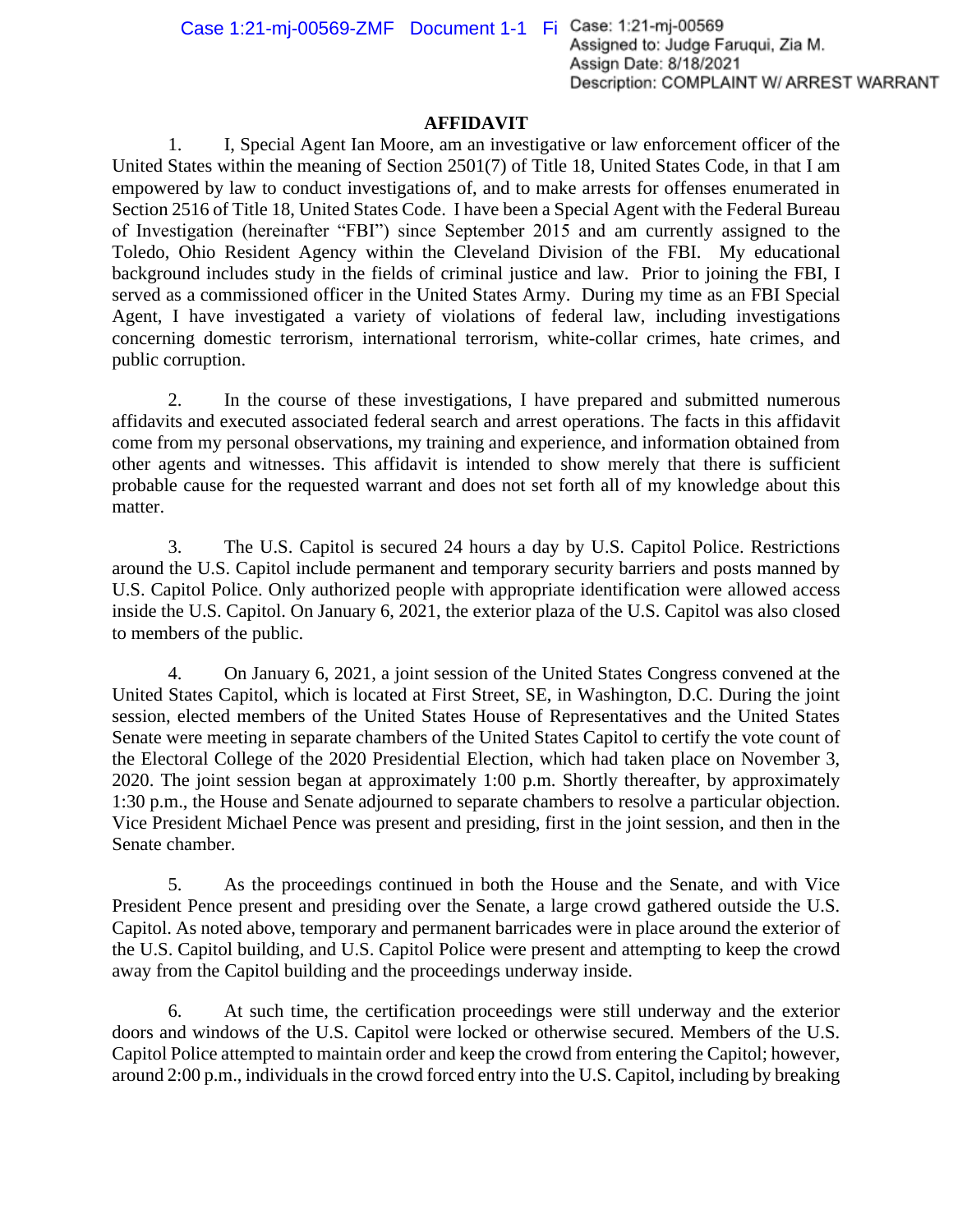## AFFIDAVIT

1. I, Special Agent Ian Moore, am an investigative or law enforcement officer of the United States within the meaning of Section 2501(7) of Title 18, United States Code, in that I am empowered by law to conduct investigations of, and to make arrests for offenses enumerated in Section 2516 of Title 18, United States Code. I have been a Special Agent with the Federal Bureau of Investigation (hereinafter "FBI") since September 2015 and am currently assigned to the Toledo, Ohio Resident Agency within the Cleveland Division of the FBI. My educational background includes study in the fields of criminal justice and law. Prior to joining the FBI, I served as a commissioned officer in the United States Army. During my time as an FBI Special Agent, I have investigated a variety of violations of federal law, including investigations concerning domestic terrorism, international terrorism, white-collar crimes, hate crimes, and public corruption.

2. In the course of these investigations, I have prepared and submitted numerous affidavits and executed associated federal search and arrest operations. The facts in this affidavit come from my personal observations, my training and experience, and information obtained from other agents and witnesses. This affidavit is intended to show merely that there is sufficient probable cause for the requested warrant and does not set forth all of my knowledge about this matter.

3. The U.S. Capitol is secured 24 hours a day by U.S. Capitol Police. Restrictions around the U.S. Capitol include permanent and temporary security barriers and posts manned by U.S. Capitol Police. Only authorized people with appropriate identification were allowed access inside the U.S. Capitol. On January 6, 2021, the exterior plaza of the U.S. Capitol was also closed to members of the public.

4. On January 6, 2021, a joint session of the United States Congress convened at the United States Capitol, which is located at First Street, SE, in Washington, D.C. During the joint session, elected members of the United States House of Representatives and the United States Senate were meeting in separate chambers of the United States Capitol to certify the vote count of the Electoral College of the 2020 Presidential Election, which had taken place on November 3, 2020. The joint session began at approximately 1:00 p.m. Shortly thereafter, by approximately 1:30 p.m., the House and Senate adjourned to separate chambers to resolve a particular objection. Vice President Michael Pence was present and presiding, first in the joint session, and then in the Senate chamber.

5. As the proceedings continued in both the House and the Senate, and with Vice President Pence present and presiding over the Senate, a large crowd gathered outside the U.S. Capitol. As noted above, temporary and permanent barricades were in place around the exterior of the U.S. Capitol building, and U.S. Capitol Police were present and attempting to keep the crowd away from the Capitol building and the proceedings underway inside.

6. At such time, the certification proceedings were still underway and the exterior doors and windows of the U.S. Capitol were locked or otherwise secured. Members of the U.S. Capitol Police attempted to maintain order and keep the crowd from entering the Capitol; however, around 2:00 p.m., individuals in the crowd forced entry into the U.S. Capitol, including by breaking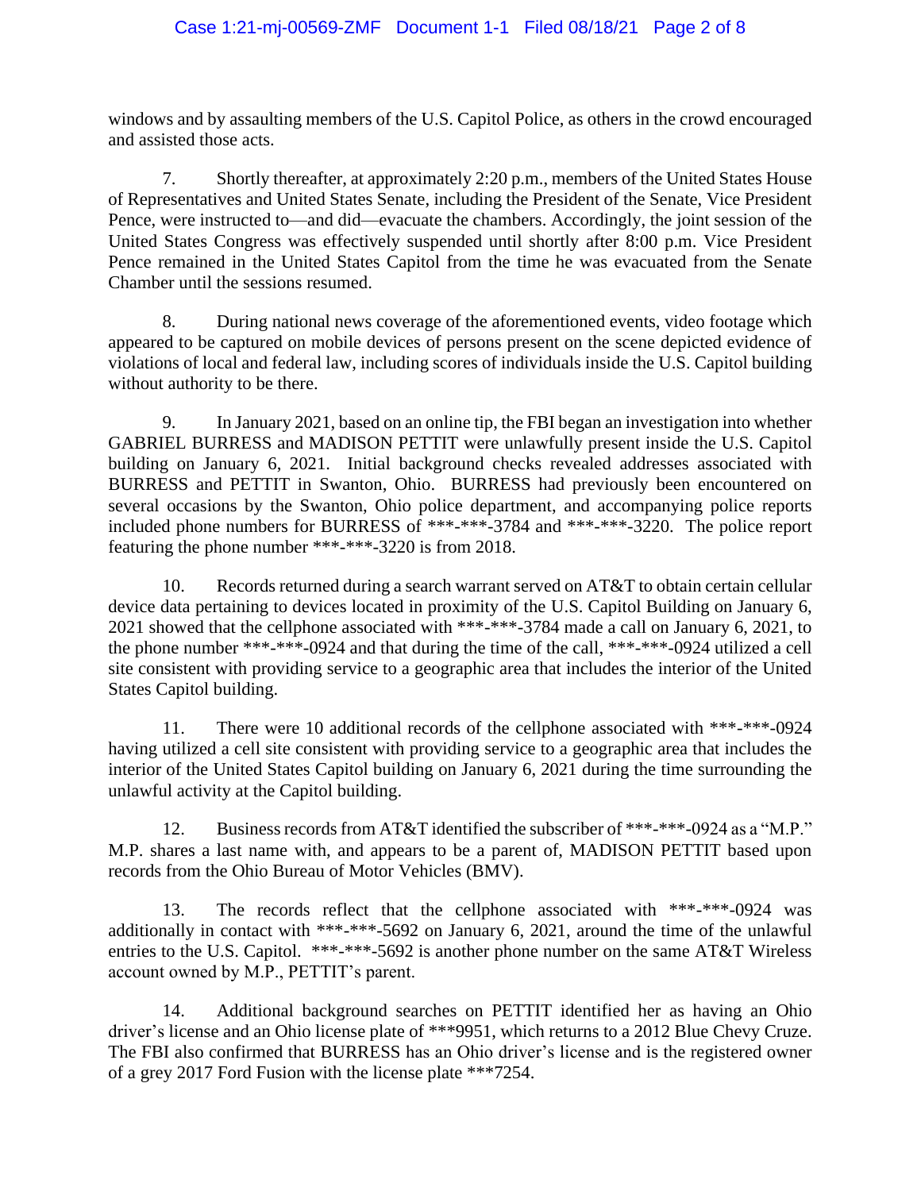windows and by assaulting members of the U.S. Capitol Police, as others in the crowd encouraged and assisted those acts.

7. Shortly thereafter, at approximately 2:20 p.m., members of the United States House of Representatives and United States Senate, including the President of the Senate, Vice President Pence, were instructed to—and did—evacuate the chambers. Accordingly, the joint session of the United States Congress was effectively suspended until shortly after 8:00 p.m. Vice President Pence remained in the United States Capitol from the time he was evacuated from the Senate Chamber until the sessions resumed.

8. During national news coverage of the aforementioned events, video footage which appeared to be captured on mobile devices of persons present on the scene depicted evidence of violations of local and federal law, including scores of individuals inside the U.S. Capitol building without authority to be there.

9. In January 2021, based on an online tip, the FBI began an investigation into whether GABRIEL BURRESS and MADISON PETTIT were unlawfully present inside the U.S. Capitol building on January 6, 2021. Initial background checks revealed addresses associated with BURRESS and PETTIT in Swanton, Ohio. BURRESS had previously been encountered on several occasions by the Swanton, Ohio police department, and accompanying police reports included phone numbers for BURRESS of ***-***-3784 and ***-***-3220. The police report featuring the phone number ***-***-3220 is from 2018.

10. Records returned during a search warrant served on AT&T to obtain certain cellular device data pertaining to devices located in proximity of the U.S. Capitol Building on January 6, 2021 showed that the cellphone associated with ***-***-3784 made a call on January 6, 2021, to the phone number ***-***-0924 and that during the time of the call, ***-***-0924 utilized a cell site consistent with providing service to a geographic area that includes the interior of the United States Capitol building.

11. There were 10 additional records of the cellphone associated with ***-***-0924 having utilized a cell site consistent with providing service to a geographic area that includes the interior of the United States Capitol building on January 6, 2021 during the time surrounding the unlawful activity at the Capitol building.

12. Business records from AT&T identified the subscriber of ***-***-0924 as a "M.P." M.P. shares a last name with, and appears to be a parent of, MADISON PETTIT based upon records from the Ohio Bureau of Motor Vehicles (BMV).

13. The records reflect that the cellphone associated with ***-***-0924 was additionally in contact with ***-***-5692 on January 6, 2021, around the time of the unlawful entries to the U.S. Capitol. ***-***-5692 is another phone number on the same AT&T Wireless account owned by M.P., PETTIT's parent.

14. Additional background searches on PETTIT identified her as having an Ohio driver's license and an Ohio license plate of ***9951, which returns to a 2012 Blue Chevy Cruze. The FBI also confirmed that BURRESS has an Ohio driver's license and is the registered owner of a grey 2017 Ford Fusion with the license plate ***7254.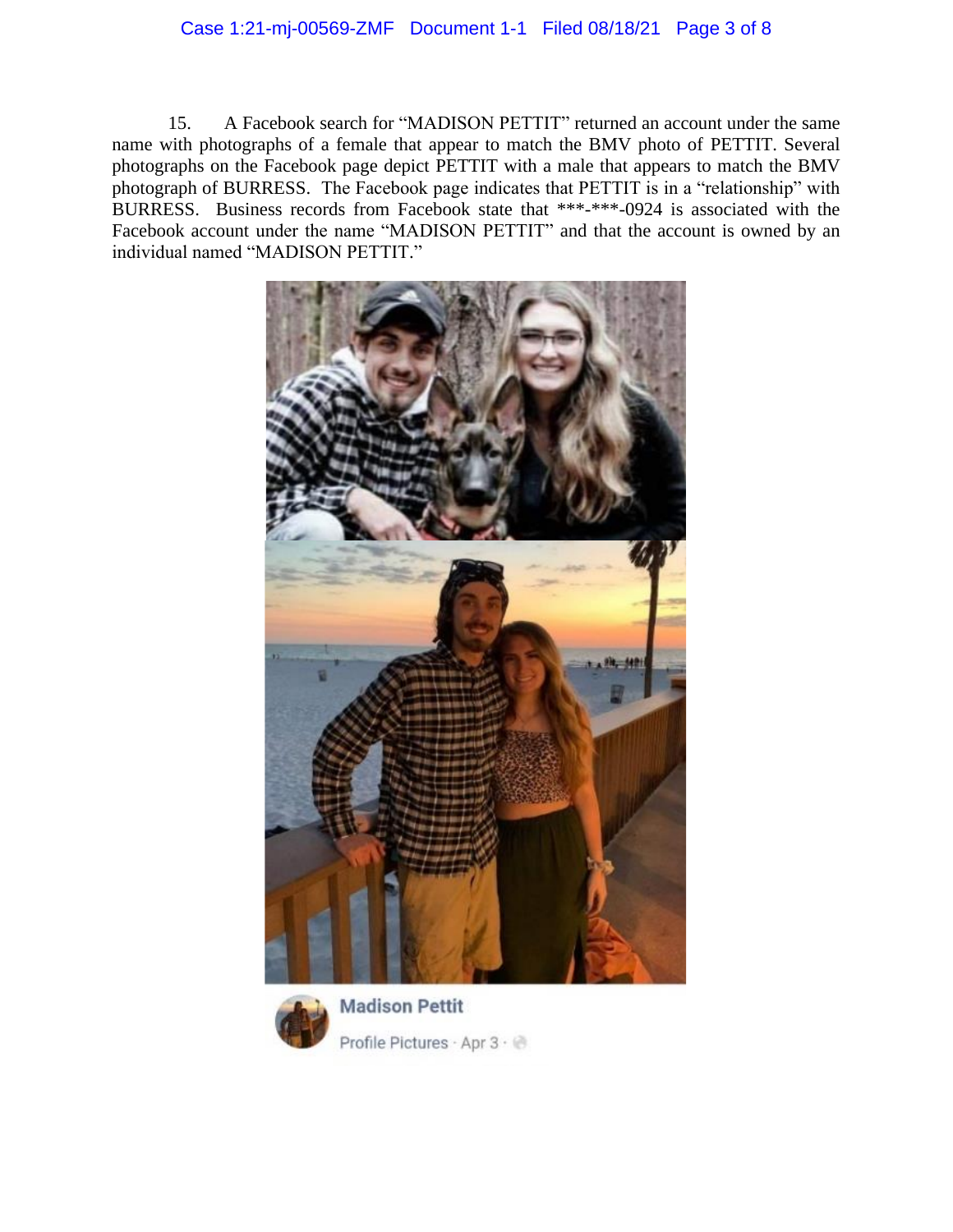15. A Facebook search for "MADISON PETTIT" returned an account under the same name with photographs of a female that appear to match the BMV photo of PETTIT. Several photographs on the Facebook page depict PETTIT with a male that appears to match the BMV photograph of BURRESS. The Facebook page indicates that PETTIT is in a "relationship" with BURRESS. Business records from Facebook state that ***-***-0924 is associated with the Facebook account under the name "MADISON PETTIT" and that the account is owned by an individual named "MADISON PETTIT."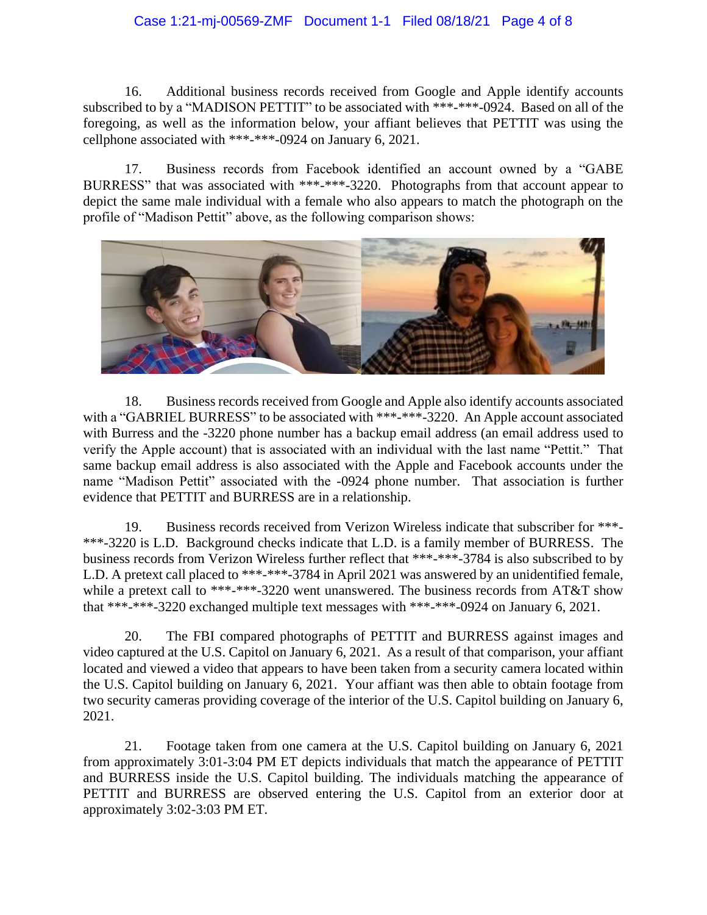16. Additional business records received from Google and Apple identify accounts subscribed to by a "MADISON PETTIT" to be associated with ***-***-0924. Based on all of the foregoing, as well as the information below, your affiant believes that PETTIT was using the cellphone associated with ***-***-0924 on January 6, 2021.

17. Business records from Facebook identified an account owned by a "GABE BURRESS" that was associated with ***-***-3220. Photographs from that account appear to depict the same male individual with a female who also appears to match the photograph on the profile of "Madison Pettit" above, as the following comparison shows:

18. Business records received from Google and Apple also identify accounts associated with a "GABRIEL BURRESS" to be associated with ***-***-3220. An Apple account associated with Burress and the -3220 phone number has a backup email address (an email address used to verify the Apple account) that is associated with an individual with the last name "Pettit." That same backup email address is also associated with the Apple and Facebook accounts under the name "Madison Pettit" associated with the -0924 phone number. That association is further evidence that PETTIT and BURRESS are in a relationship.

19. Business records received from Verizon Wireless indicate that subscriber for ***-***-3220 is L.D. Background checks indicate that L.D. is a family member of BURRESS. The business records from Verizon Wireless further reflect that ***-***-3784 is also subscribed to by L.D. A pretext call placed to ***-***-3784 in April 2021 was answered by an unidentified female, while a pretext call to ***-***-3220 went unanswered. The business records from AT&T show that ***-***-3220 exchanged multiple text messages with ***-***-0924 on January 6, 2021.

20. The FBI compared photographs of PETTIT and BURRESS against images and video captured at the U.S. Capitol on January 6, 2021. As a result of that comparison, your affiant located and viewed a video that appears to have been taken from a security camera located within the U.S. Capitol building on January 6, 2021. Your affiant was then able to obtain footage from two security cameras providing coverage of the interior of the U.S. Capitol building on January 6, 2021.

21. Footage taken from one camera at the U.S. Capitol building on January 6, 2021 from approximately 3:01-3:04 PM ET depicts individuals that match the appearance of PETTIT and BURRESS inside the U.S. Capitol building. The individuals matching the appearance of PETTIT and BURRESS are observed entering the U.S. Capitol from an exterior door at approximately 3:02-3:03 PM ET.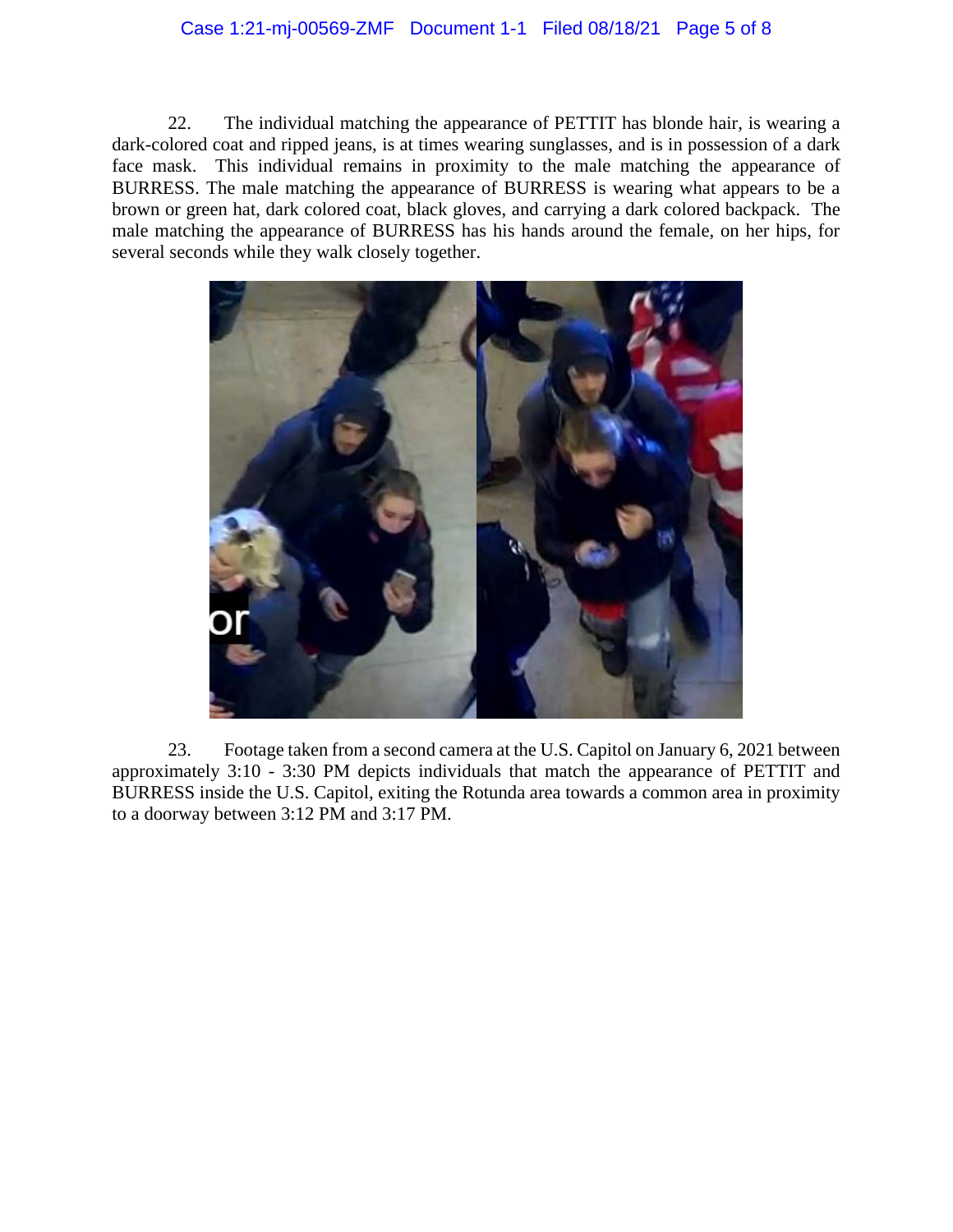22. The individual matching the appearance of PETTIT has blonde hair, is wearing a dark-colored coat and ripped jeans, is at times wearing sunglasses, and is in possession of a dark face mask. This individual remains in proximity to the male matching the appearance of BURRESS. The male matching the appearance of BURRESS is wearing what appears to be a brown or green hat, dark colored coat, black gloves, and carrying a dark colored backpack. The male matching the appearance of BURRESS has his hands around the female, on her hips, for several seconds while they walk closely together.

23. Footage taken from a second camera at the U.S. Capitol on January 6, 2021 between approximately 3:10 - 3:30 PM depicts individuals that match the appearance of PETTIT and BURRESS inside the U.S. Capitol, exiting the Rotunda area towards a common area in proximity to a doorway between 3:12 PM and 3:17 PM.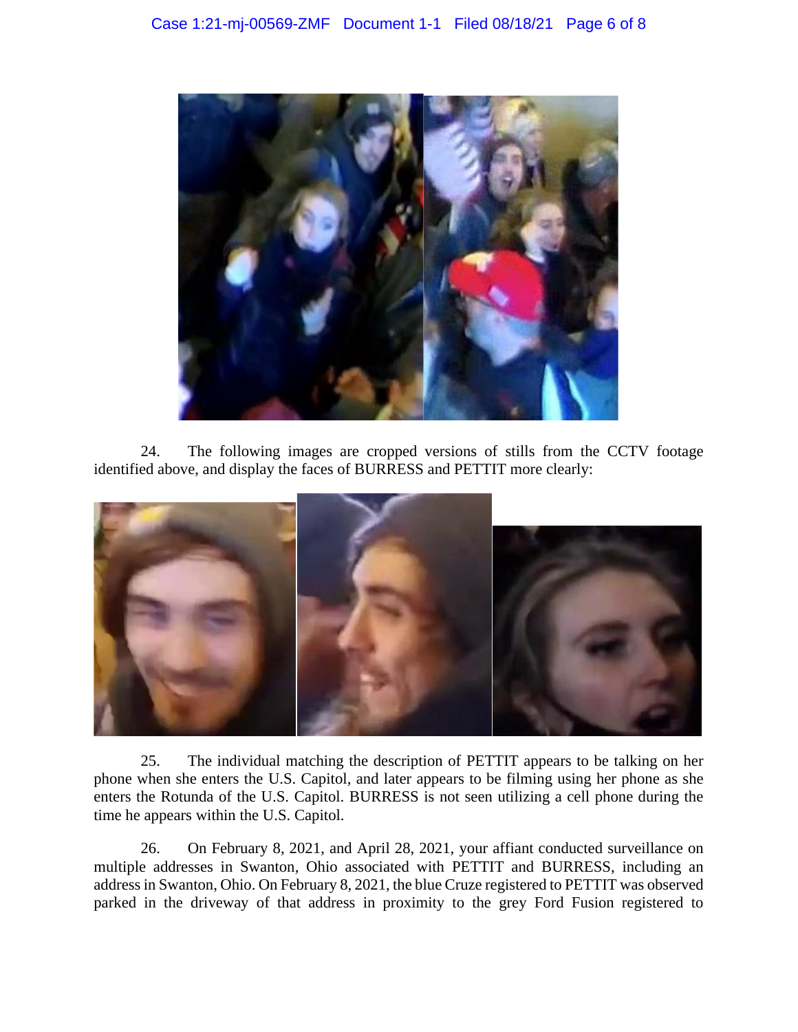24. The following images are cropped versions of stills from the CCTV footage identified above, and display the faces of BURRESS and PETTIT more clearly:

25. The individual matching the description of PETTIT appears to be talking on her phone when she enters the U.S. Capitol, and later appears to be filming using her phone as she enters the Rotunda of the U.S. Capitol. BURRESS is not seen utilizing a cell phone during the time he appears within the U.S. Capitol.

26. On February 8, 2021, and April 28, 2021, your affiant conducted surveillance on multiple addresses in Swanton, Ohio associated with PETTIT and BURRESS, including an address in Swanton, Ohio. On February 8, 2021, the blue Cruze registered to PETTIT was observed parked in the driveway of that address in proximity to the grey Ford Fusion registered to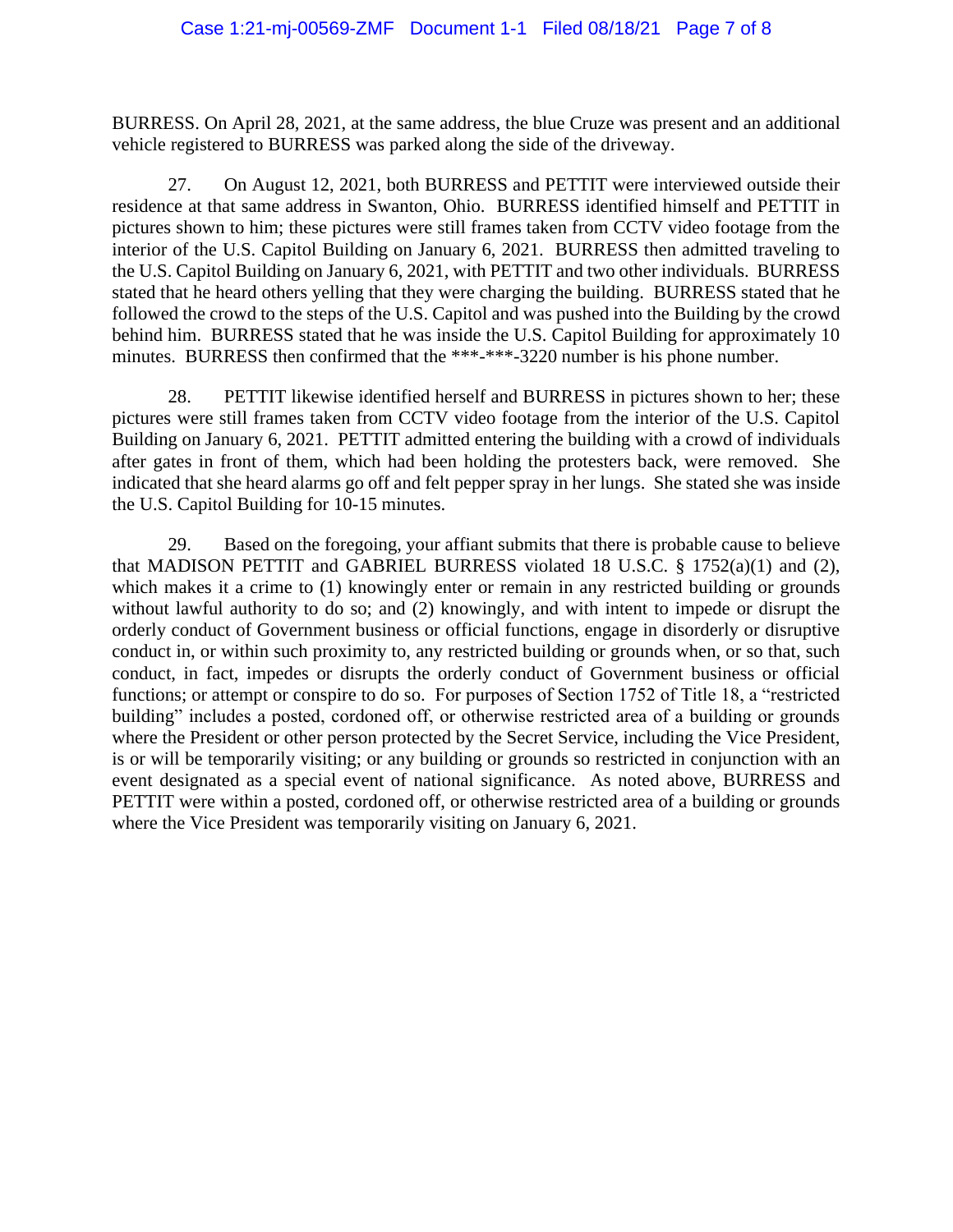BURRESS. On April 28, 2021, at the same address, the blue Cruze was present and an additional vehicle registered to BURRESS was parked along the side of the driveway.

27. On August 12, 2021, both BURRESS and PETTIT were interviewed outside their residence at that same address in Swanton, Ohio. BURRESS identified himself and PETTIT in pictures shown to him; these pictures were still frames taken from CCTV video footage from the interior of the U.S. Capitol Building on January 6, 2021. BURRESS then admitted traveling to the U.S. Capitol Building on January 6, 2021, with PETTIT and two other individuals. BURRESS stated that he heard others yelling that they were charging the building. BURRESS stated that he followed the crowd to the steps of the U.S. Capitol and was pushed into the Building by the crowd behind him. BURRESS stated that he was inside the U.S. Capitol Building for approximately 10 minutes. BURRESS then confirmed that the ***-***-3220 number is his phone number.

28. PETTIT likewise identified herself and BURRESS in pictures shown to her; these pictures were still frames taken from CCTV video footage from the interior of the U.S. Capitol Building on January 6, 2021. PETTIT admitted entering the building with a crowd of individuals after gates in front of them, which had been holding the protesters back, were removed. She indicated that she heard alarms go off and felt pepper spray in her lungs. She stated she was inside the U.S. Capitol Building for 10-15 minutes.

29. Based on the foregoing, your affiant submits that there is probable cause to believe that MADISON PETTIT and GABRIEL BURRESS violated 18 U.S.C. § 1752(a)(1) and (2), which makes it a crime to (1) knowingly enter or remain in any restricted building or grounds without lawful authority to do so; and (2) knowingly, and with intent to impede or disrupt the orderly conduct of Government business or official functions, engage in disorderly or disruptive conduct in, or within such proximity to, any restricted building or grounds when, or so that, such conduct, in fact, impedes or disrupts the orderly conduct of Government business or official functions; or attempt or conspire to do so. For purposes of Section 1752 of Title 18, a "restricted building" includes a posted, cordoned off, or otherwise restricted area of a building or grounds where the President or other person protected by the Secret Service, including the Vice President, is or will be temporarily visiting; or any building or grounds so restricted in conjunction with an event designated as a special event of national significance. As noted above, BURRESS and PETTIT were within a posted, cordoned off, or otherwise restricted area of a building or grounds where the Vice President was temporarily visiting on January 6, 2021.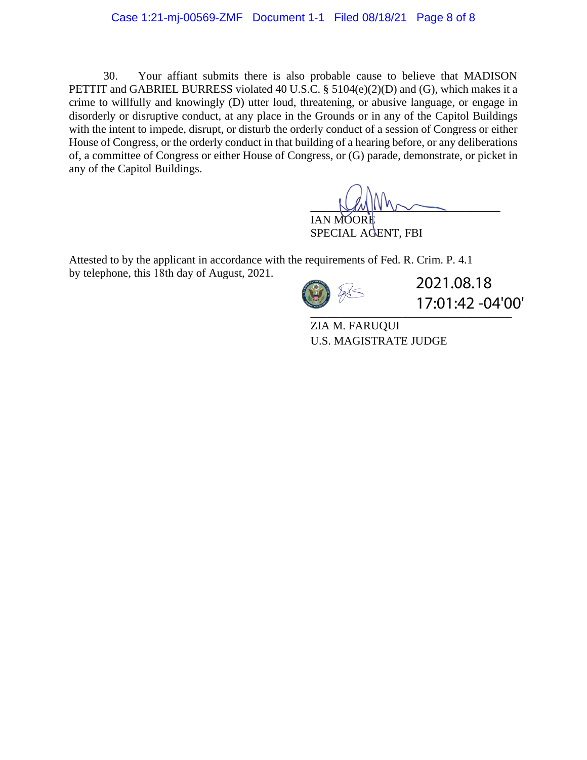30. Your affiant submits there is also probable cause to believe that MADISON PETTIT and GABRIEL BURRESS violated 40 U.S.C. § 5104(e)(2)(D) and (G), which makes it a crime to willfully and knowingly (D) utter loud, threatening, or abusive language, or engage in disorderly or disruptive conduct, at any place in the Grounds or in any of the Capitol Buildings with the intent to impede, disrupt, or disturb the orderly conduct of a session of Congress or either House of Congress, or the orderly conduct in that building of a hearing before, or any deliberations of, a committee of Congress or either House of Congress, or (G) parade, demonstrate, or picket in any of the Capitol Buildings.

_______________________________
IAN MOORE
SPECIAL AGENT, FBI

Attested to by the applicant in accordance with the requirements of Fed. R. Crim. P. 4.1 by telephone, this 18th day of August, 2021.

2021.08.18
17:01:42 -04'00'
_______________________________
ZIA M. FARUQUI
U.S. MAGISTRATE JUDGE